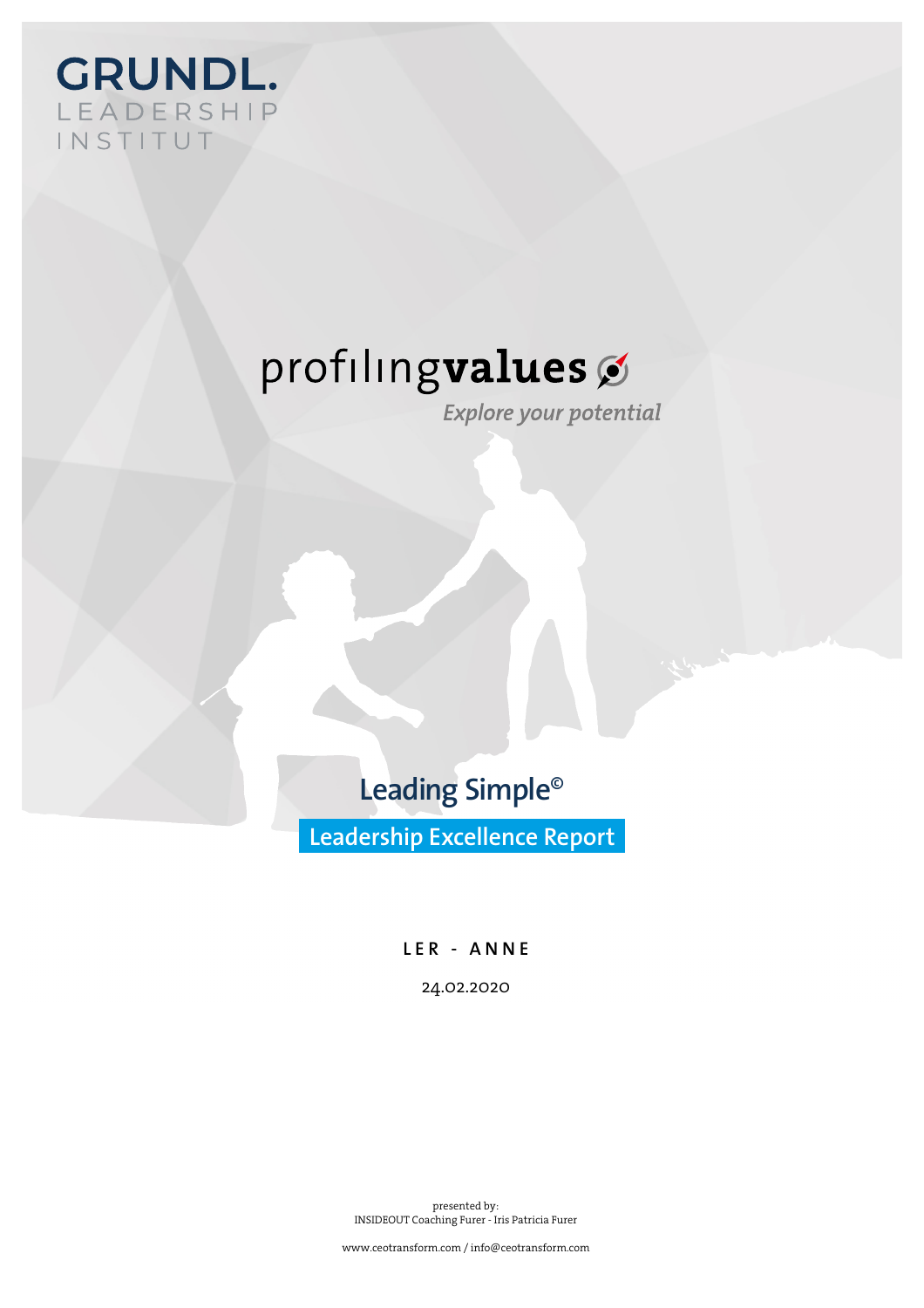GRUNDL.
LEADERSHIP
INSTITUT

profilingvalues

*Explore your potential*

# Leading Simple©

## Leadership Excellence Report

LER - ANNE

24.02.2020

presented by:
INSIDEOUT Coaching Furer - Iris Patricia Furer

www.ceotransform.com / info@ceotransform.com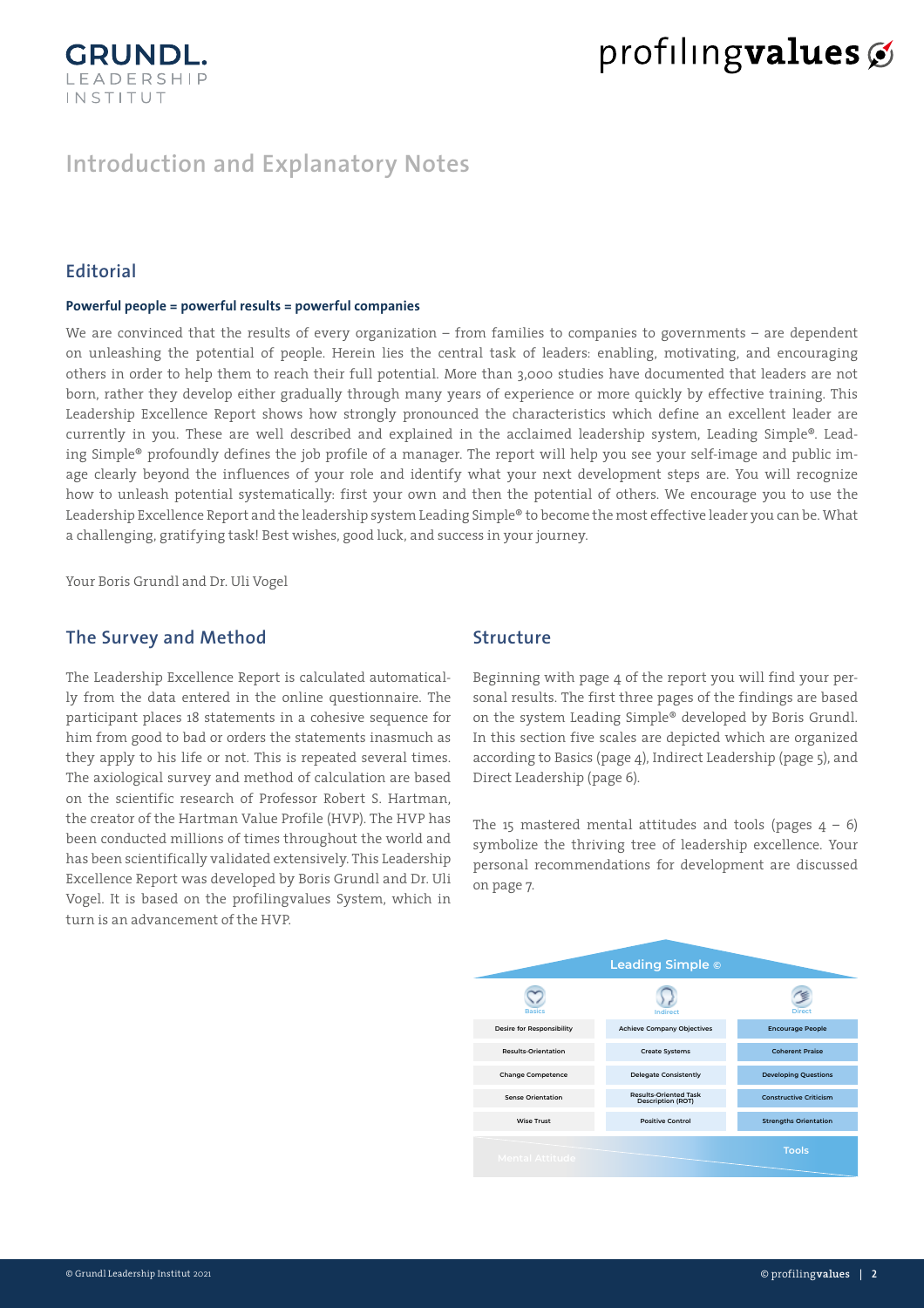# Introduction and Explanatory Notes

## Editorial

**Powerful people = powerful results = powerful companies**

We are convinced that the results of every organization – from families to companies to governments – are dependent on unleashing the potential of people. Herein lies the central task of leaders: enabling, motivating, and encouraging others in order to help them to reach their full potential. More than 3,000 studies have documented that leaders are not born, rather they develop either gradually through many years of experience or more quickly by effective training. This Leadership Excellence Report shows how strongly pronounced the characteristics which define an excellent leader are currently in you. These are well described and explained in the acclaimed leadership system, Leading Simple®. Leading Simple® profoundly defines the job profile of a manager. The report will help you see your self-image and public image clearly beyond the influences of your role and identify what your next development steps are. You will recognize how to unleash potential systematically: first your own and then the potential of others. We encourage you to use the Leadership Excellence Report and the leadership system Leading Simple® to become the most effective leader you can be. What a challenging, gratifying task! Best wishes, good luck, and success in your journey.

Your Boris Grundl and Dr. Uli Vogel

## The Survey and Method

The Leadership Excellence Report is calculated automatically from the data entered in the online questionnaire. The participant places 18 statements in a cohesive sequence for him from good to bad or orders the statements inasmuch as they apply to his life or not. This is repeated several times. The axiological survey and method of calculation are based on the scientific research of Professor Robert S. Hartman, the creator of the Hartman Value Profile (HVP). The HVP has been conducted millions of times throughout the world and has been scientifically validated extensively. This Leadership Excellence Report was developed by Boris Grundl and Dr. Uli Vogel. It is based on the profilingvalues System, which in turn is an advancement of the HVP.

## Structure

Beginning with page 4 of the report you will find your personal results. The first three pages of the findings are based on the system Leading Simple® developed by Boris Grundl. In this section five scales are depicted which are organized according to Basics (page 4), Indirect Leadership (page 5), and Direct Leadership (page 6).

The 15 mastered mental attitudes and tools (pages 4 – 6) symbolize the thriving tree of leadership excellence. Your personal recommendations for development are discussed on page 7.

**Leading Simple ©**

| Basics | Indirect | Direct |
|---|---|---|
| Desire for Responsibility | Achieve Company Objectives | Encourage People |
| Results-Orientation | Create Systems | Coherent Praise |
| Change Competence | Delegate Consistently | Developing Questions |
| Sense Orientation | Results-Oriented Task Description (ROT) | Constructive Criticism |
| Wise Trust | Positive Control | Strengths Orientation |

Mental Attitude — Tools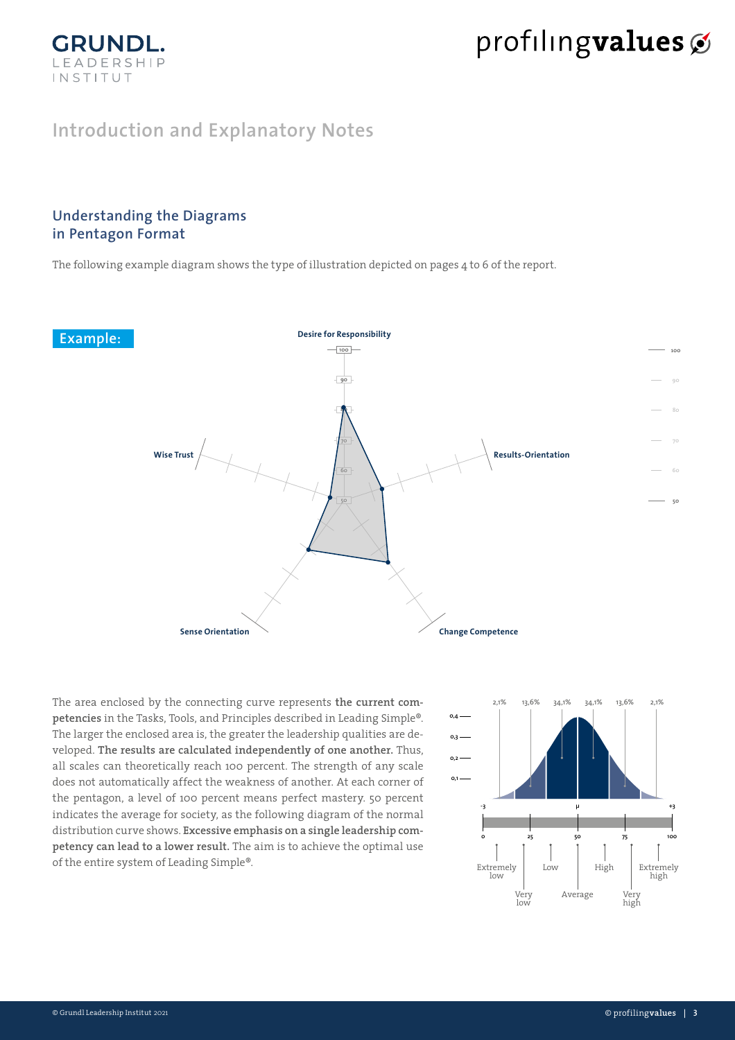# Introduction and Explanatory Notes

## Understanding the Diagrams in Pentagon Format

The following example diagram shows the type of illustration depicted on pages 4 to 6 of the report.

**Example:**

Desire for Responsibility

Results-Orientation

Change Competence

Sense Orientation

Wise Trust

100

90

80

70

60

50

The area enclosed by the connecting curve represents **the current competencies** in the Tasks, Tools, and Principles described in Leading Simple®. The larger the enclosed area is, the greater the leadership qualities are developed. **The results are calculated independently of one another.** Thus, all scales can theoretically reach 100 percent. The strength of any scale does not automatically affect the weakness of another. At each corner of the pentagon, a level of 100 percent means perfect mastery. 50 percent indicates the average for society, as the following diagram of the normal distribution curve shows. **Excessive emphasis on a single leadership competency can lead to a lower result.** The aim is to achieve the optimal use of the entire system of Leading Simple®.

2,1% | 13,6% | 34,1% | 34,1% | 13,6% | 2,1%

0,4 | 0,3 | 0,2 | 0,1

-3 | μ | +3

0 | 25 | 50 | 75 | 100

Extremely low | Very low | Low | Average | High | Very high | Extremely high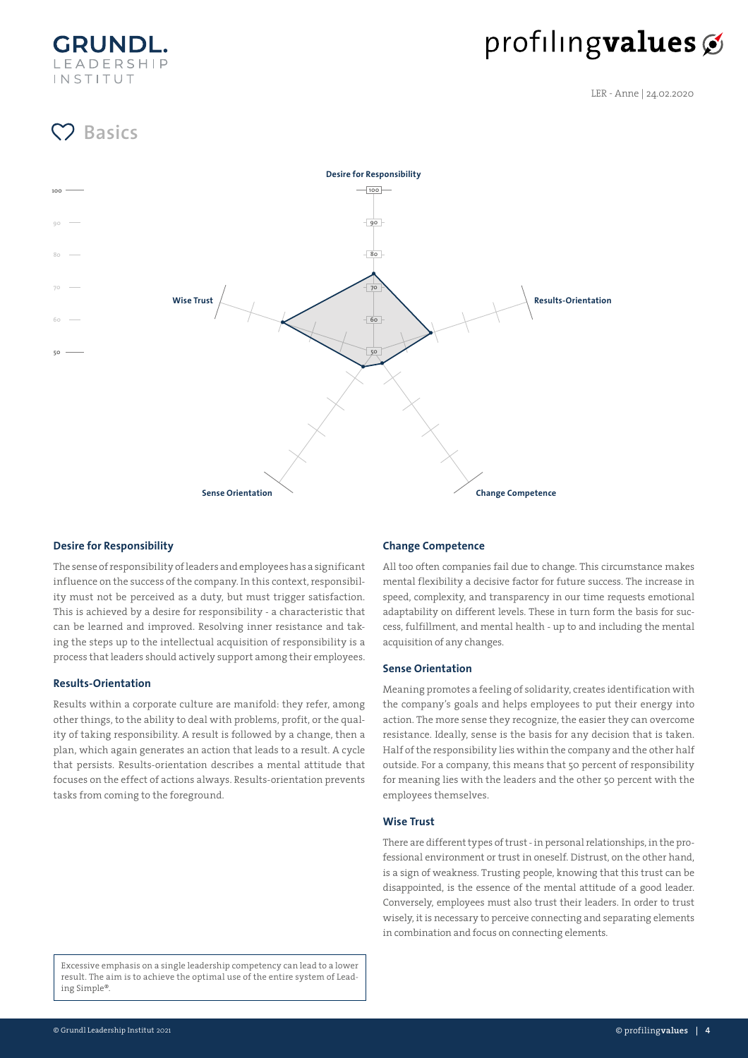# Basics

Desire for Responsibility

Results-Orientation

Change Competence

Sense Orientation

Wise Trust

## Desire for Responsibility

The sense of responsibility of leaders and employees has a significant influence on the success of the company. In this context, responsibility must not be perceived as a duty, but must trigger satisfaction. This is achieved by a desire for responsibility - a characteristic that can be learned and improved. Resolving inner resistance and taking the steps up to the intellectual acquisition of responsibility is a process that leaders should actively support among their employees.

## Results-Orientation

Results within a corporate culture are manifold: they refer, among other things, to the ability to deal with problems, profit, or the quality of taking responsibility. A result is followed by a change, then a plan, which again generates an action that leads to a result. A cycle that persists. Results-orientation describes a mental attitude that focuses on the effect of actions always. Results-orientation prevents tasks from coming to the foreground.

## Change Competence

All too often companies fail due to change. This circumstance makes mental flexibility a decisive factor for future success. The increase in speed, complexity, and transparency in our time requests emotional adaptability on different levels. These in turn form the basis for success, fulfillment, and mental health - up to and including the mental acquisition of any changes.

## Sense Orientation

Meaning promotes a feeling of solidarity, creates identification with the company's goals and helps employees to put their energy into action. The more sense they recognize, the easier they can overcome resistance. Ideally, sense is the basis for any decision that is taken. Half of the responsibility lies within the company and the other half outside. For a company, this means that 50 percent of responsibility for meaning lies with the leaders and the other 50 percent with the employees themselves.

## Wise Trust

There are different types of trust - in personal relationships, in the professional environment or trust in oneself. Distrust, on the other hand, is a sign of weakness. Trusting people, knowing that this trust can be disappointed, is the essence of the mental attitude of a good leader. Conversely, employees must also trust their leaders. In order to trust wisely, it is necessary to perceive connecting and separating elements in combination and focus on connecting elements.

Excessive emphasis on a single leadership competency can lead to a lower result. The aim is to achieve the optimal use of the entire system of Leading Simple®.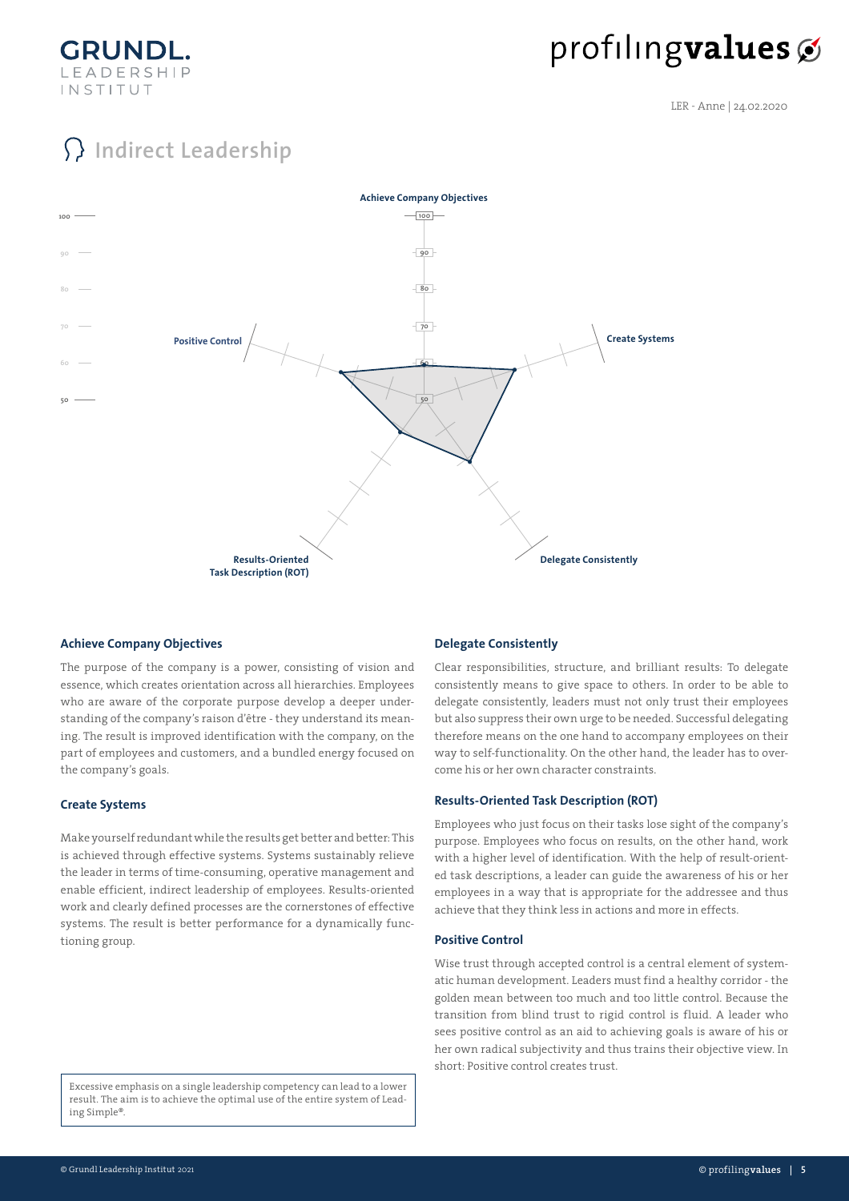# Indirect Leadership

LER - Anne | 24.02.2020

Achieve Company Objectives

Create Systems

Delegate Consistently

Results-Oriented Task Description (ROT)

Positive Control

100

90

80

70

60

50

### Achieve Company Objectives

The purpose of the company is a power, consisting of vision and essence, which creates orientation across all hierarchies. Employees who are aware of the corporate purpose develop a deeper understanding of the company's raison d'être - they understand its meaning. The result is improved identification with the company, on the part of employees and customers, and a bundled energy focused on the company's goals.

### Create Systems

Make yourself redundant while the results get better and better: This is achieved through effective systems. Systems sustainably relieve the leader in terms of time-consuming, operative management and enable efficient, indirect leadership of employees. Results-oriented work and clearly defined processes are the cornerstones of effective systems. The result is better performance for a dynamically functioning group.

### Delegate Consistently

Clear responsibilities, structure, and brilliant results: To delegate consistently means to give space to others. In order to be able to delegate consistently, leaders must not only trust their employees but also suppress their own urge to be needed. Successful delegating therefore means on the one hand to accompany employees on their way to self-functionality. On the other hand, the leader has to overcome his or her own character constraints.

### Results-Oriented Task Description (ROT)

Employees who just focus on their tasks lose sight of the company's purpose. Employees who focus on results, on the other hand, work with a higher level of identification. With the help of result-oriented task descriptions, a leader can guide the awareness of his or her employees in a way that is appropriate for the addressee and thus achieve that they think less in actions and more in effects.

### Positive Control

Wise trust through accepted control is a central element of systematic human development. Leaders must find a healthy corridor - the golden mean between too much and too little control. Because the transition from blind trust to rigid control is fluid. A leader who sees positive control as an aid to achieving goals is aware of his or her own radical subjectivity and thus trains their objective view. In short: Positive control creates trust.

Excessive emphasis on a single leadership competency can lead to a lower result. The aim is to achieve the optimal use of the entire system of Leading Simple®.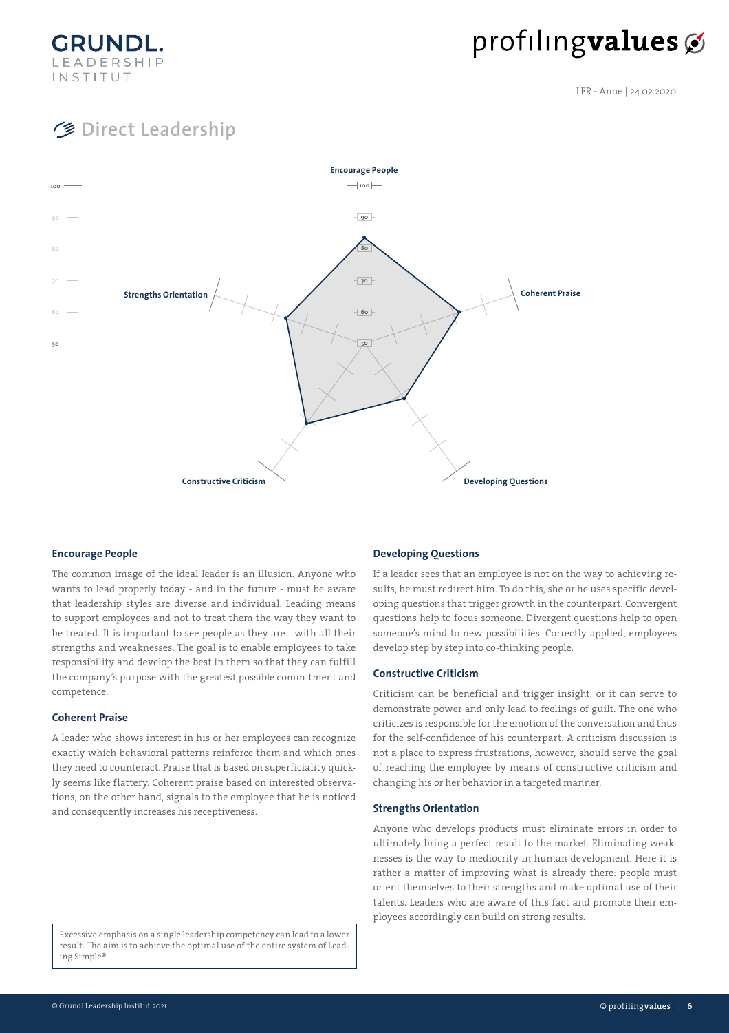# Direct Leadership

Encourage People

Strengths Orientation

Coherent Praise

Constructive Criticism

Developing Questions

### Encourage People

The common image of the ideal leader is an illusion. Anyone who wants to lead properly today - and in the future - must be aware that leadership styles are diverse and individual. Leading means to support employees and not to treat them the way they want to be treated. It is important to see people as they are - with all their strengths and weaknesses. The goal is to enable employees to take responsibility and develop the best in them so that they can fulfill the company's purpose with the greatest possible commitment and competence.

### Coherent Praise

A leader who shows interest in his or her employees can recognize exactly which behavioral patterns reinforce them and which ones they need to counteract. Praise that is based on superficiality quickly seems like flattery. Coherent praise based on interested observations, on the other hand, signals to the employee that he is noticed and consequently increases his receptiveness.

Excessive emphasis on a single leadership competency can lead to a lower result. The aim is to achieve the optimal use of the entire system of Leading Simple®.

### Developing Questions

If a leader sees that an employee is not on the way to achieving results, he must redirect him. To do this, she or he uses specific developing questions that trigger growth in the counterpart. Convergent questions help to focus someone. Divergent questions help to open someone's mind to new possibilities. Correctly applied, employees develop step by step into co-thinking people.

### Constructive Criticism

Criticism can be beneficial and trigger insight, or it can serve to demonstrate power and only lead to feelings of guilt. The one who criticizes is responsible for the emotion of the conversation and thus for the self-confidence of his counterpart. A criticism discussion is not a place to express frustrations, however, should serve the goal of reaching the employee by means of constructive criticism and changing his or her behavior in a targeted manner.

### Strengths Orientation

Anyone who develops products must eliminate errors in order to ultimately bring a perfect result to the market. Eliminating weaknesses is the way to mediocrity in human development. Here it is rather a matter of improving what is already there: people must orient themselves to their strengths and make optimal use of their talents. Leaders who are aware of this fact and promote their employees accordingly can build on strong results.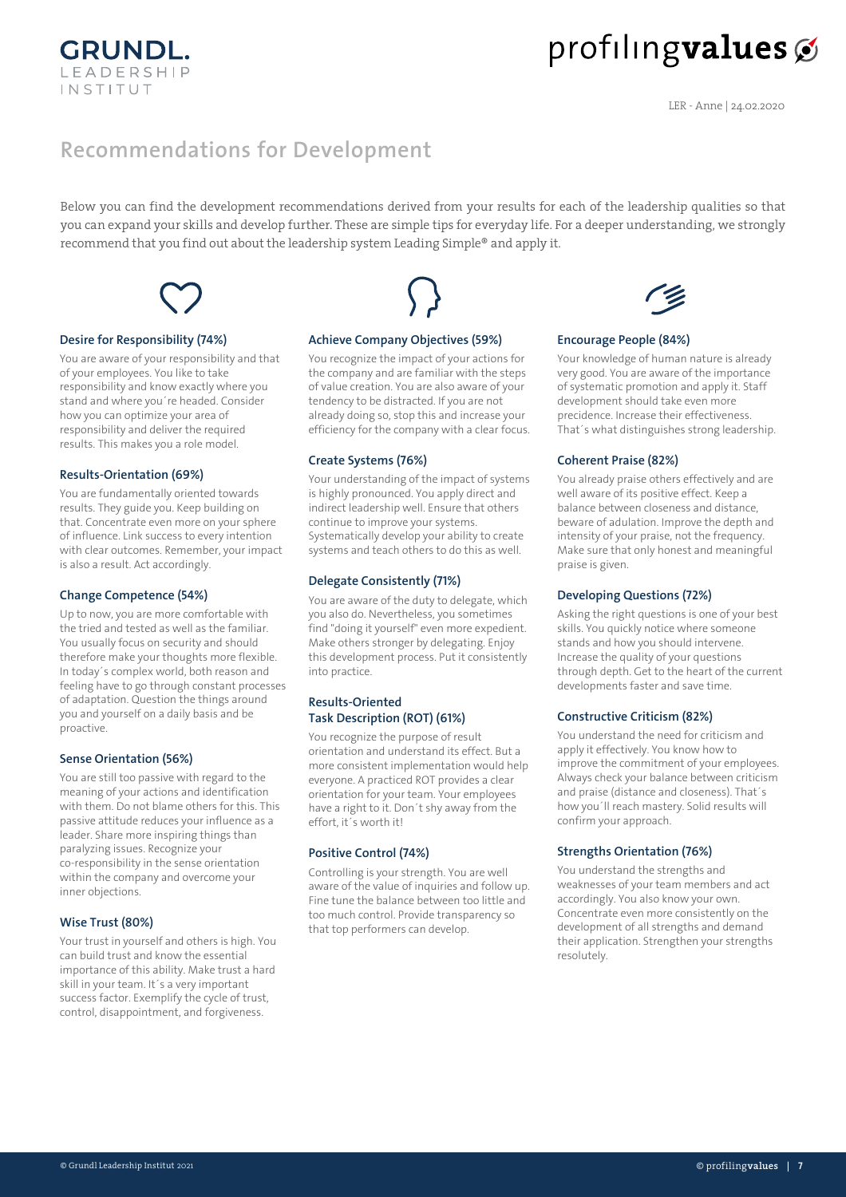# Recommendations for Development

Below you can find the development recommendations derived from your results for each of the leadership qualities so that you can expand your skills and develop further. These are simple tips for everyday life. For a deeper understanding, we strongly recommend that you find out about the leadership system Leading Simple® and apply it.

### Desire for Responsibility (74%)

You are aware of your responsibility and that of your employees. You like to take responsibility and know exactly where you stand and where you´re headed. Consider how you can optimize your area of responsibility and deliver the required results. This makes you a role model.

### Results-Orientation (69%)

You are fundamentally oriented towards results. They guide you. Keep building on that. Concentrate even more on your sphere of influence. Link success to every intention with clear outcomes. Remember, your impact is also a result. Act accordingly.

### Change Competence (54%)

Up to now, you are more comfortable with the tried and tested as well as the familiar. You usually focus on security and should therefore make your thoughts more flexible. In today´s complex world, both reason and feeling have to go through constant processes of adaptation. Question the things around you and yourself on a daily basis and be proactive.

### Sense Orientation (56%)

You are still too passive with regard to the meaning of your actions and identification with them. Do not blame others for this. This passive attitude reduces your influence as a leader. Share more inspiring things than paralyzing issues. Recognize your co-responsibility in the sense orientation within the company and overcome your inner objections.

### Wise Trust (80%)

Your trust in yourself and others is high. You can build trust and know the essential importance of this ability. Make trust a hard skill in your team. It´s a very important success factor. Exemplify the cycle of trust, control, disappointment, and forgiveness.

### Achieve Company Objectives (59%)

You recognize the impact of your actions for the company and are familiar with the steps of value creation. You are also aware of your tendency to be distracted. If you are not already doing so, stop this and increase your efficiency for the company with a clear focus.

### Create Systems (76%)

Your understanding of the impact of systems is highly pronounced. You apply direct and indirect leadership well. Ensure that others continue to improve your systems. Systematically develop your ability to create systems and teach others to do this as well.

### Delegate Consistently (71%)

You are aware of the duty to delegate, which you also do. Nevertheless, you sometimes find "doing it yourself" even more expedient. Make others stronger by delegating. Enjoy this development process. Put it consistently into practice.

### Results-Oriented Task Description (ROT) (61%)

You recognize the purpose of result orientation and understand its effect. But a more consistent implementation would help everyone. A practiced ROT provides a clear orientation for your team. Your employees have a right to it. Don´t shy away from the effort, it´s worth it!

### Positive Control (74%)

Controlling is your strength. You are well aware of the value of inquiries and follow up. Fine tune the balance between too little and too much control. Provide transparency so that top performers can develop.

### Encourage People (84%)

Your knowledge of human nature is already very good. You are aware of the importance of systematic promotion and apply it. Staff development should take even more precidence. Increase their effectiveness. That´s what distinguishes strong leadership.

### Coherent Praise (82%)

You already praise others effectively and are well aware of its positive effect. Keep a balance between closeness and distance, beware of adulation. Improve the depth and intensity of your praise, not the frequency. Make sure that only honest and meaningful praise is given.

### Developing Questions (72%)

Asking the right questions is one of your best skills. You quickly notice where someone stands and how you should intervene. Increase the quality of your questions through depth. Get to the heart of the current developments faster and save time.

### Constructive Criticism (82%)

You understand the need for criticism and apply it effectively. You know how to improve the commitment of your employees. Always check your balance between criticism and praise (distance and closeness). That´s how you´ll reach mastery. Solid results will confirm your approach.

### Strengths Orientation (76%)

You understand the strengths and weaknesses of your team members and act accordingly. You also know your own. Concentrate even more consistently on the development of all strengths and demand their application. Strengthen your strengths resolutely.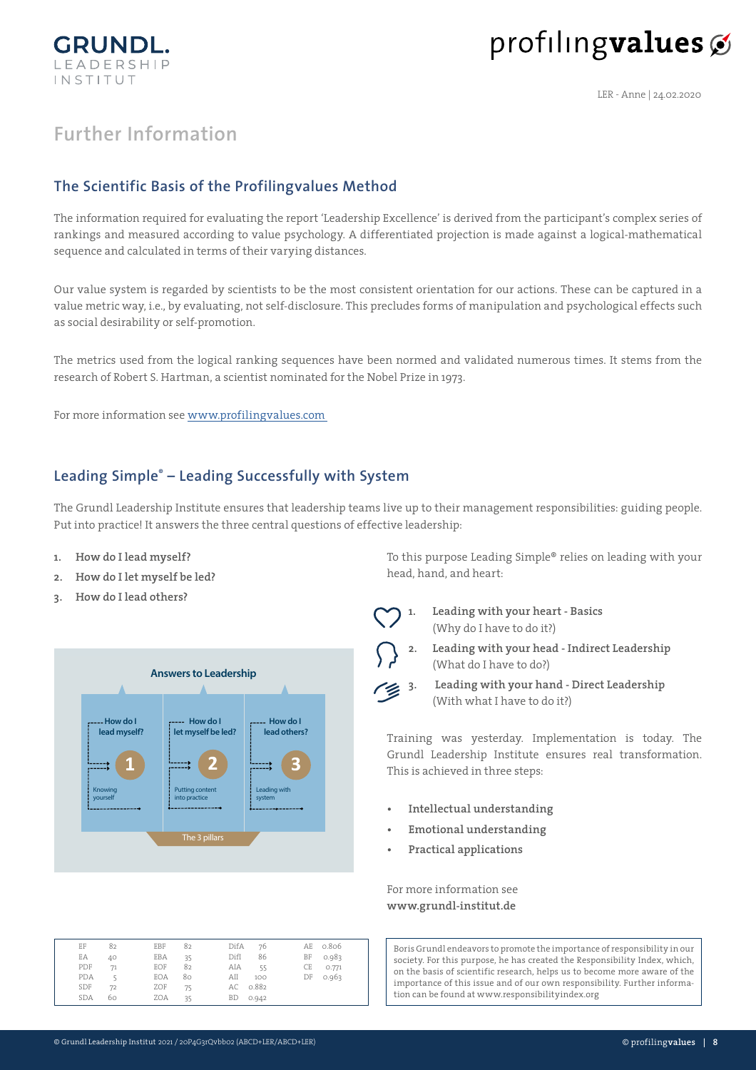# Further Information

## The Scientific Basis of the Profilingvalues Method

The information required for evaluating the report 'Leadership Excellence' is derived from the participant's complex series of rankings and measured according to value psychology. A differentiated projection is made against a logical-mathematical sequence and calculated in terms of their varying distances.

Our value system is regarded by scientists to be the most consistent orientation for our actions. These can be captured in a value metric way, i.e., by evaluating, not self-disclosure. This precludes forms of manipulation and psychological effects such as social desirability or self-promotion.

The metrics used from the logical ranking sequences have been normed and validated numerous times. It stems from the research of Robert S. Hartman, a scientist nominated for the Nobel Prize in 1973.

For more information see www.profilingvalues.com

## Leading Simple® – Leading Successfully with System

The Grundl Leadership Institute ensures that leadership teams live up to their management responsibilities: guiding people. Put into practice! It answers the three central questions of effective leadership:

1. **How do I lead myself?**
2. **How do I let myself be led?**
3. **How do I lead others?**

Answers to Leadership

How do I lead myself? 1 Knowing yourself

How do I let myself be led? 2 Putting content into practice

How do I lead others? 3 Leading with system

The 3 pillars

To this purpose Leading Simple® relies on leading with your head, hand, and heart:

1. **Leading with your heart - Basics**
   (Why do I have to do it?)
2. **Leading with your head - Indirect Leadership**
   (What do I have to do?)
3. **Leading with your hand - Direct Leadership**
   (With what I have to do it?)

Training was yesterday. Implementation is today. The Grundl Leadership Institute ensures real transformation. This is achieved in three steps:

- **Intellectual understanding**
- **Emotional understanding**
- **Practical applications**

For more information see
**www.grundl-institut.de**

| | | | | | | | |
|---|---|---|---|---|---|---|---|
| EF | 82 | EBF | 82 | DifA | 76 | AE | 0.806 |
| EA | 40 | EBA | 35 | DifI | 86 | BF | 0.983 |
| PDF | 71 | EOF | 82 | AIA | 55 | CE | 0.771 |
| PDA | 5 | EOA | 80 | AII | 100 | DF | 0.963 |
| SDF | 72 | ZOF | 75 | AC | 0.882 | | |
| SDA | 60 | ZOA | 35 | BD | 0.942 | | |

Boris Grundl endeavors to promote the importance of responsibility in our society. For this purpose, he has created the Responsibility Index, which, on the basis of scientific research, helps us to become more aware of the importance of this issue and of our own responsibility. Further information can be found at www.responsibilityindex.org